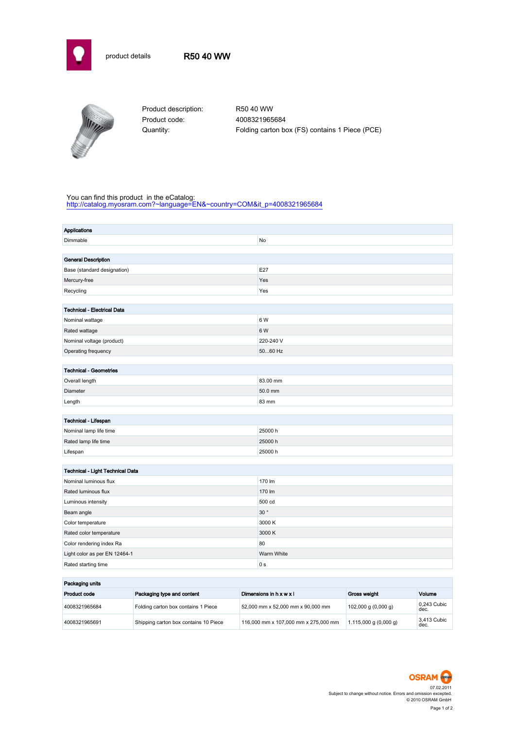# product details R50 40 WW

Product description: R50 40 WW
Product code: 4008321965684
Quantity: Folding carton box (FS) contains 1 Piece (PCE)

You can find this product in the eCatalog:
http://catalog.myosram.com?~language=EN&~country=COM&it_p=4008321965684

| Applications | |
|---|---|
| Dimmable | No |

| General Description | |
|---|---|
| Base (standard designation) | E27 |
| Mercury-free | Yes |
| Recycling | Yes |

| Technical - Electrical Data | |
|---|---|
| Nominal wattage | 6 W |
| Rated wattage | 6 W |
| Nominal voltage (product) | 220-240 V |
| Operating frequency | 50...60 Hz |

| Technical - Geometries | |
|---|---|
| Overall length | 83.00 mm |
| Diameter | 50.0 mm |
| Length | 83 mm |

| Technical - Lifespan | |
|---|---|
| Nominal lamp life time | 25000 h |
| Rated lamp life time | 25000 h |
| Lifespan | 25000 h |

| Technical - Light Technical Data | |
|---|---|
| Nominal luminous flux | 170 lm |
| Rated luminous flux | 170 lm |
| Luminous intensity | 500 cd |
| Beam angle | 30 ° |
| Color temperature | 3000 K |
| Rated color temperature | 3000 K |
| Color rendering index Ra | 80 |
| Light color as per EN 12464-1 | Warm White |
| Rated starting time | 0 s |

**Packaging units**

| Product code | Packaging type and content | Dimensions in h x w x l | Gross weight | Volume |
|---|---|---|---|---|
| 4008321965684 | Folding carton box contains 1 Piece | 52,000 mm x 52,000 mm x 90,000 mm | 102,000 g (0,000 g) | 0,243 Cubic dec. |
| 4008321965691 | Shipping carton box contains 10 Piece | 116,000 mm x 107,000 mm x 275,000 mm | 1.115,000 g (0,000 g) | 3,413 Cubic dec. |

OSRAM
07.02.2011
Subject to change without notice. Errors and omission excepted.
© 2010 OSRAM GmbH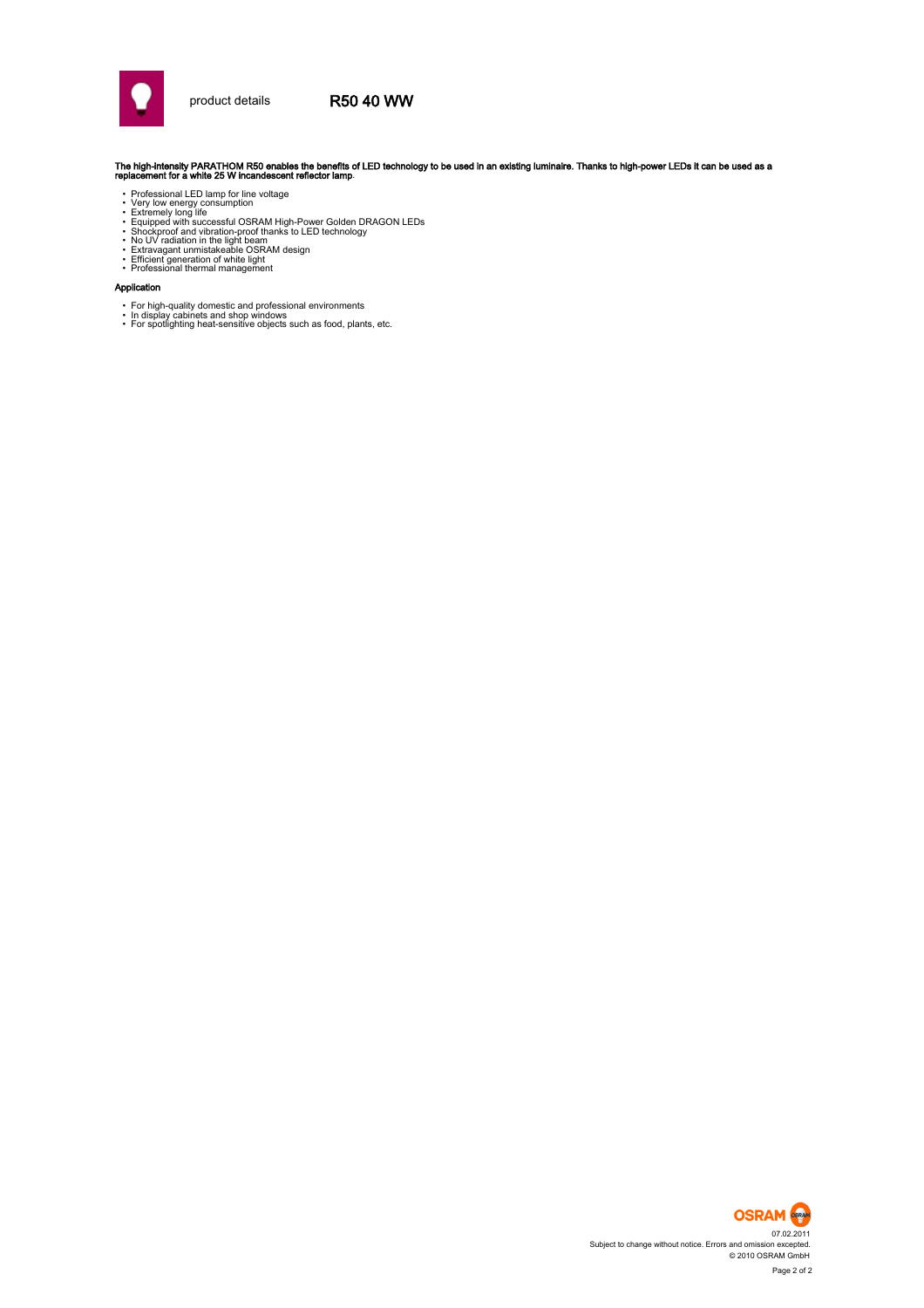product details **R50 40 WW**

**The high-intensity PARATHOM R50 enables the benefits of LED technology to be used in an existing luminaire. Thanks to high-power LEDs it can be used as a replacement for a white 25 W incandescent reflector lamp.**

- Professional LED lamp for line voltage
- Very low energy consumption
- Extremely long life
- Equipped with successful OSRAM High-Power Golden DRAGON LEDs
- Shockproof and vibration-proof thanks to LED technology
- No UV radiation in the light beam
- Extravagant unmistakeable OSRAM design
- Efficient generation of white light
- Professional thermal management

### Application

- For high-quality domestic and professional environments
- In display cabinets and shop windows
- For spotlighting heat-sensitive objects such as food, plants, etc.

07.02.2011
Subject to change without notice. Errors and omission excepted.
© 2010 OSRAM GmbH